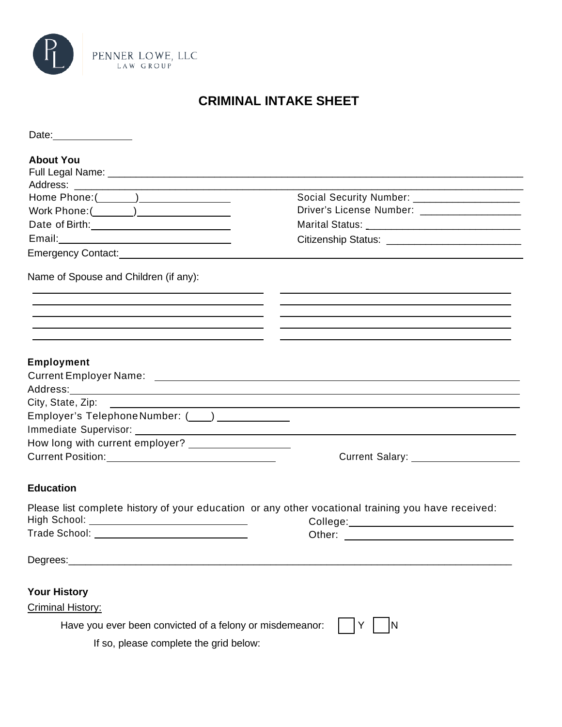PENNER LOWE, LLC
LAW GROUP

# CRIMINAL INTAKE SHEET

Date: ______________

## About You

Full Legal Name: ____________________________________________

Address: ____________________________________________

Home Phone: (______) ________________

Work Phone: (______) ________________

Date of Birth: ________________

Email: ________________

Social Security Number: ________________

Driver's License Number: ________________

Marital Status: ________________

Citizenship Status: ________________

Emergency Contact: ____________________________________________

Name of Spouse and Children (if any):

______________________________ ______________________________

______________________________ ______________________________

______________________________ ______________________________

______________________________ ______________________________

______________________________ ______________________________

## Employment

Current Employer Name: ____________________________________________

Address: ____________________________________________

City, State, Zip: ____________________________________________

Employer's Telephone Number: (____) ____________

Immediate Supervisor: ____________________________________________

How long with current employer? ________________

Current Position: ____________________________

Current Salary: ________________

## Education

Please list complete history of your education or any other vocational training you have received:

High School: ____________________________

Trade School: ____________________________

College: ____________________________

Other: ____________________________

Degrees: ____________________________________________

## Your History

Criminal History:

Have you ever been convicted of a felony or misdemeanor: ☐ Y ☐ N

If so, please complete the grid below: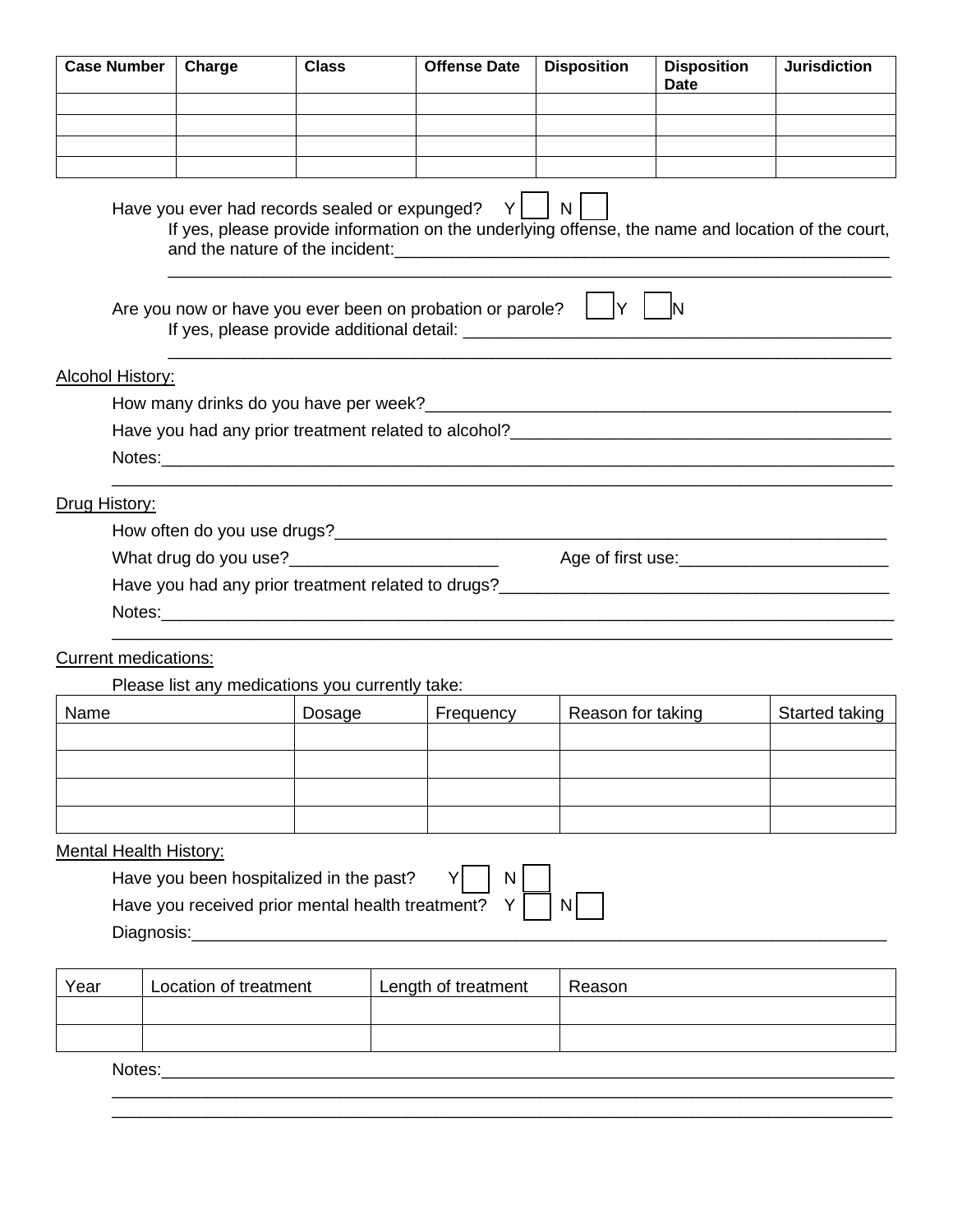| Case Number | Charge | Class | Offense Date | Disposition | Disposition Date | Jurisdiction |
|---|---|---|---|---|---|---|
| | | | | | | |
| | | | | | | |
| | | | | | | |
| | | | | | | |

Have you ever had records sealed or expunged? Y ☐ N ☐

If yes, please provide information on the underlying offense, the name and location of the court, and the nature of the incident:_______________________________________________________
_________________________________________________________________________________

Are you now or have you ever been on probation or parole? ☐Y ☐N

If yes, please provide additional detail: _______________________________________________
_________________________________________________________________________________

Alcohol History:

How many drinks do you have per week?__________________________________________________

Have you had any prior treatment related to alcohol?_______________________________________

Notes:______________________________________________________________________________
____________________________________________________________________________________

Drug History:

How often do you use drugs?___________________________________________________________

What drug do you use?______________________ Age of first use:______________________

Have you had any prior treatment related to drugs?_________________________________________

Notes:______________________________________________________________________________
____________________________________________________________________________________

Current medications:

Please list any medications you currently take:

| Name | Dosage | Frequency | Reason for taking | Started taking |
|---|---|---|---|---|
| | | | | |
| | | | | |
| | | | | |
| | | | | |

Mental Health History:

Have you been hospitalized in the past? Y ☐ N ☐

Have you received prior mental health treatment? Y ☐ N ☐

Diagnosis:___________________________________________________________________________

| Year | Location of treatment | Length of treatment | Reason |
|---|---|---|---|
| | | | |
| | | | |

Notes:______________________________________________________________________________
____________________________________________________________________________________
____________________________________________________________________________________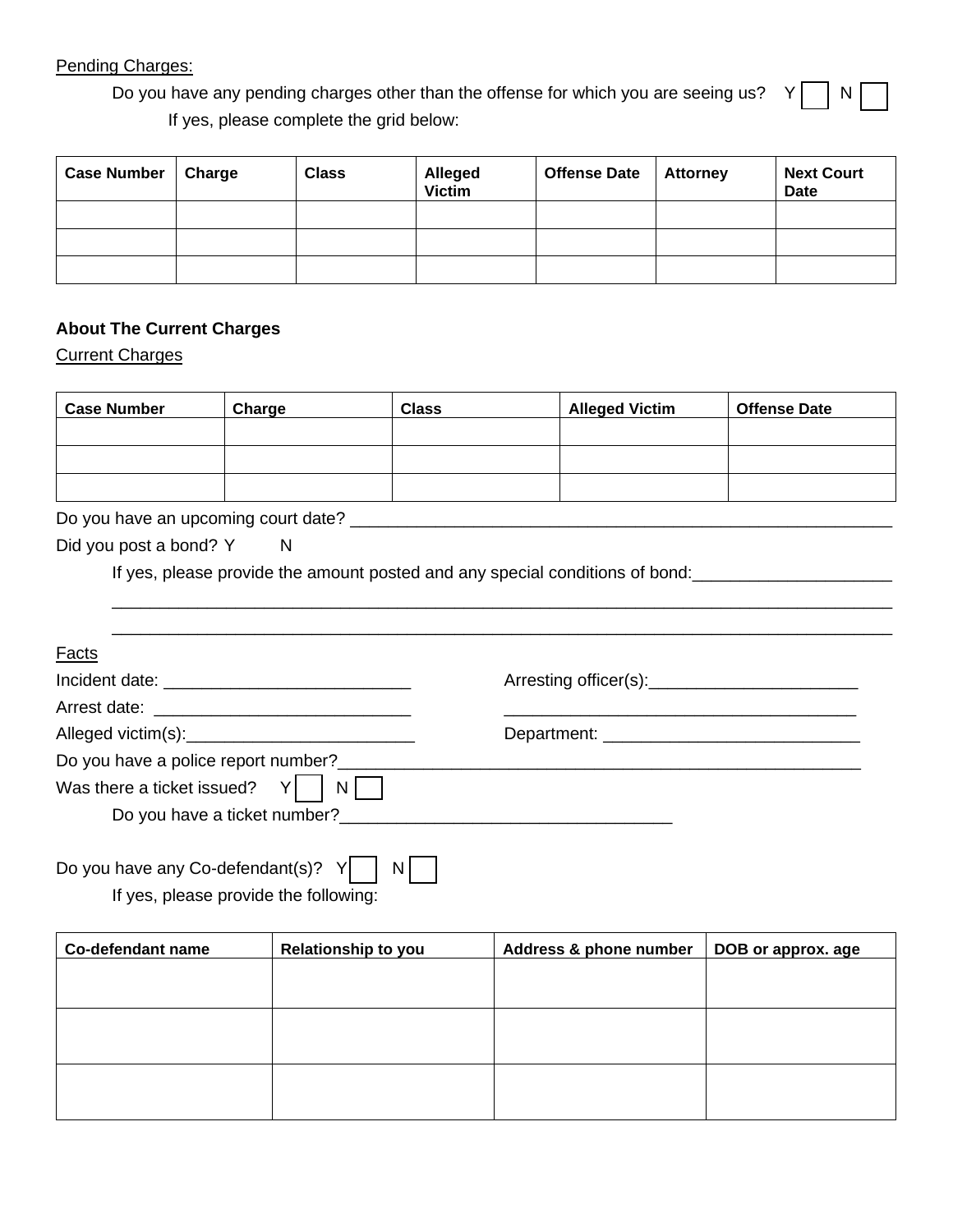Pending Charges:

Do you have any pending charges other than the offense for which you are seeing us? Y ☐ N ☐

If yes, please complete the grid below:

| Case Number | Charge | Class | Alleged Victim | Offense Date | Attorney | Next Court Date |
|---|---|---|---|---|---|---|
| | | | | | | |
| | | | | | | |
| | | | | | | |

**About The Current Charges**

Current Charges

| Case Number | Charge | Class | Alleged Victim | Offense Date |
|---|---|---|---|---|
| | | | | |
| | | | | |
| | | | | |

Do you have an upcoming court date? ____________________________________________________________

Did you post a bond? Y N

If yes, please provide the amount posted and any special conditions of bond:_____________________

_________________________________________________________________________________

_________________________________________________________________________________

Facts

Incident date: ___________________________ Arresting officer(s):_______________________

Arrest date: ____________________________ _______________________________________

Alleged victim(s):_________________________ Department: ____________________________

Do you have a police report number?_________________________________________________________

Was there a ticket issued? Y ☐ N ☐

Do you have a ticket number?____________________________________

Do you have any Co-defendant(s)? Y ☐ N ☐

If yes, please provide the following:

| Co-defendant name | Relationship to you | Address & phone number | DOB or approx. age |
|---|---|---|---|
| | | | |
| | | | |
| | | | |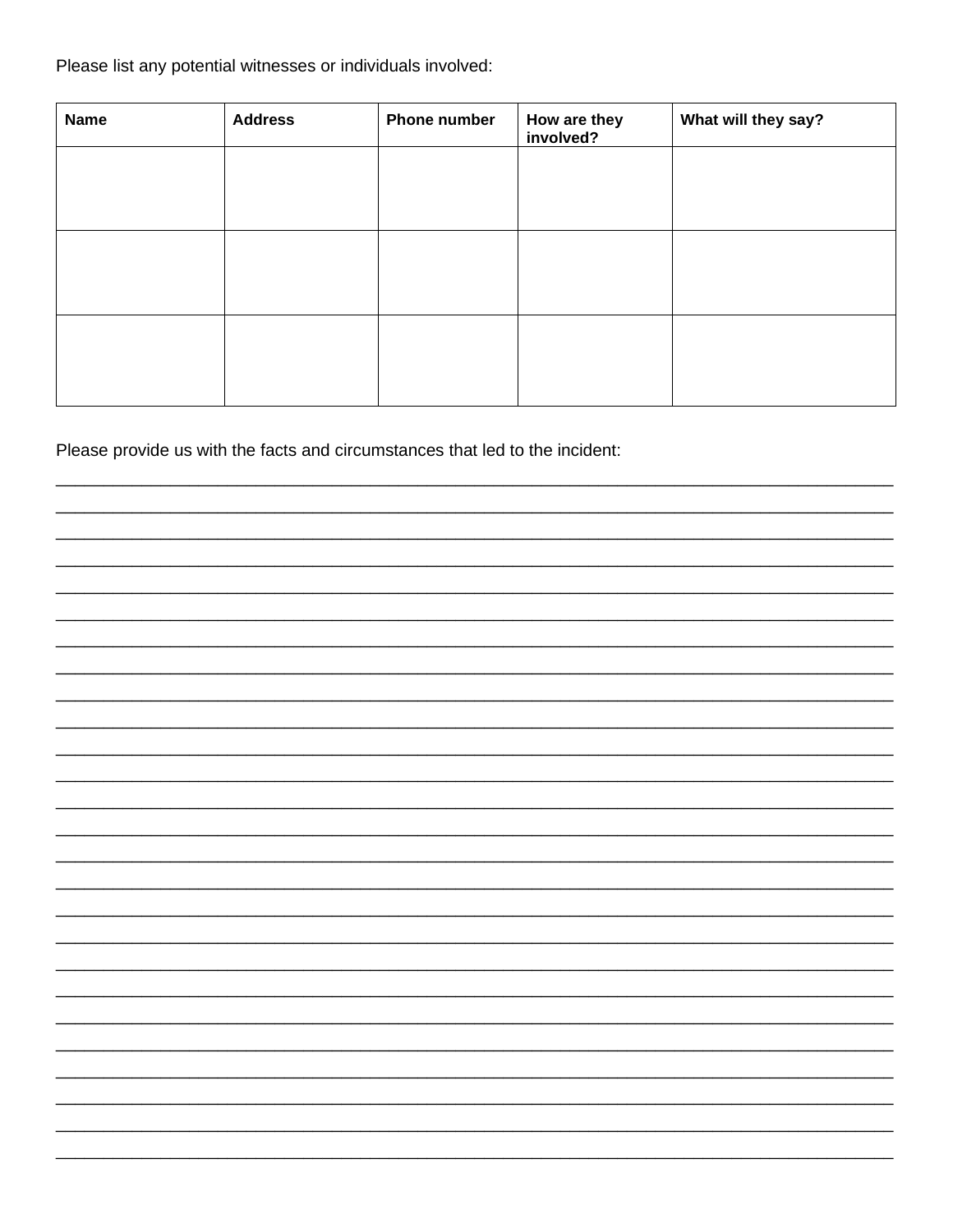Please list any potential witnesses or individuals involved:

| Name | Address | Phone number | How are they involved? | What will they say? |
|---|---|---|---|---|
| | | | | |
| | | | | |
| | | | | |

Please provide us with the facts and circumstances that led to the incident:

______________________________________________________________________________________________

______________________________________________________________________________________________

______________________________________________________________________________________________

______________________________________________________________________________________________

______________________________________________________________________________________________

______________________________________________________________________________________________

______________________________________________________________________________________________

______________________________________________________________________________________________

______________________________________________________________________________________________

______________________________________________________________________________________________

______________________________________________________________________________________________

______________________________________________________________________________________________

______________________________________________________________________________________________

______________________________________________________________________________________________

______________________________________________________________________________________________

______________________________________________________________________________________________

______________________________________________________________________________________________

______________________________________________________________________________________________

______________________________________________________________________________________________

______________________________________________________________________________________________

______________________________________________________________________________________________

______________________________________________________________________________________________

______________________________________________________________________________________________

______________________________________________________________________________________________

______________________________________________________________________________________________

______________________________________________________________________________________________